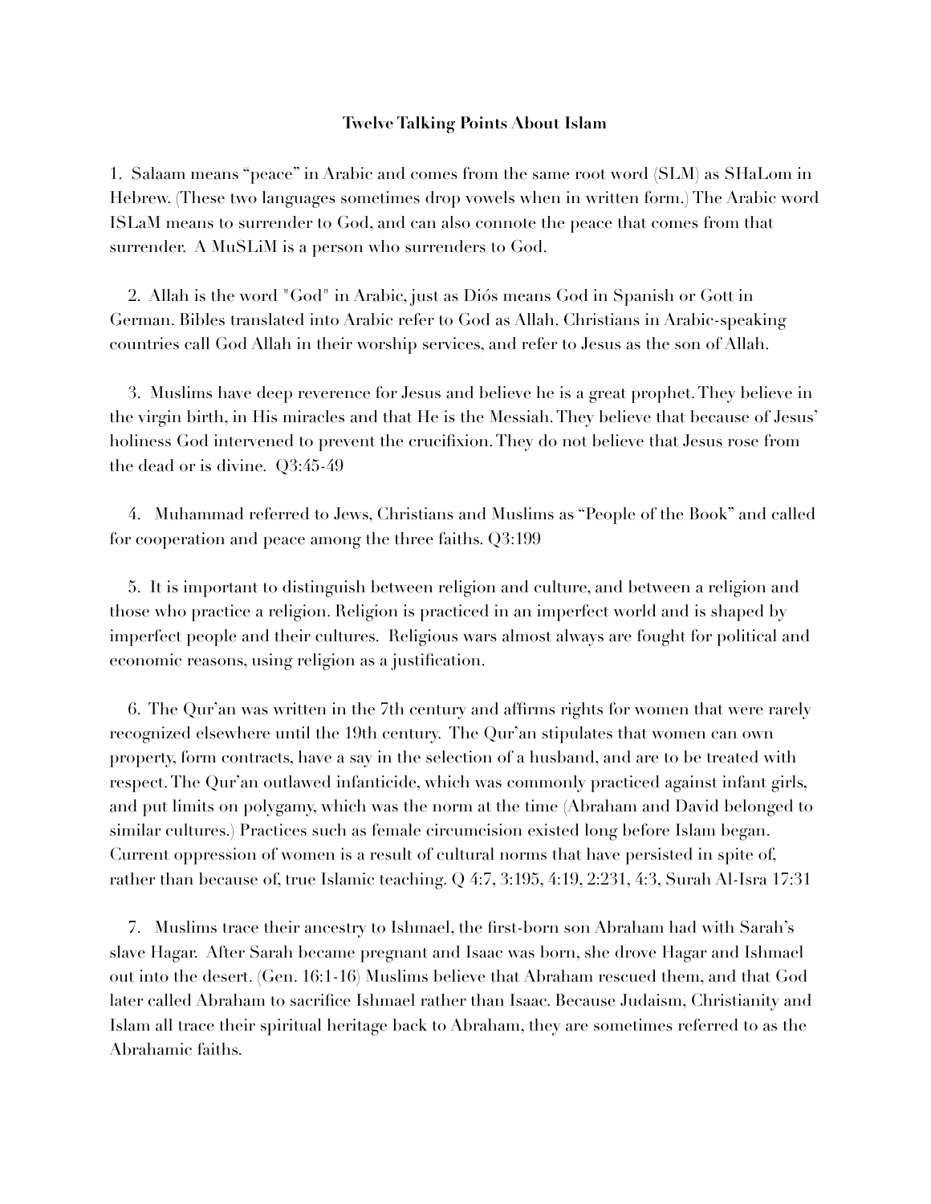**Twelve Talking Points About Islam**

1. Salaam means "peace" in Arabic and comes from the same root word (SLM) as SHaLom in Hebrew. (These two languages sometimes drop vowels when in written form.) The Arabic word ISLaM means to surrender to God, and can also connote the peace that comes from that surrender. A MuSLiM is a person who surrenders to God.

2. Allah is the word "God" in Arabic, just as Diós means God in Spanish or Gott in German. Bibles translated into Arabic refer to God as Allah. Christians in Arabic-speaking countries call God Allah in their worship services, and refer to Jesus as the son of Allah.

3. Muslims have deep reverence for Jesus and believe he is a great prophet. They believe in the virgin birth, in His miracles and that He is the Messiah. They believe that because of Jesus' holiness God intervened to prevent the crucifixion. They do not believe that Jesus rose from the dead or is divine. Q3:45-49

4. Muhammad referred to Jews, Christians and Muslims as "People of the Book" and called for cooperation and peace among the three faiths. Q3:199

5. It is important to distinguish between religion and culture, and between a religion and those who practice a religion. Religion is practiced in an imperfect world and is shaped by imperfect people and their cultures. Religious wars almost always are fought for political and economic reasons, using religion as a justification.

6. The Qur'an was written in the 7th century and affirms rights for women that were rarely recognized elsewhere until the 19th century. The Qur'an stipulates that women can own property, form contracts, have a say in the selection of a husband, and are to be treated with respect. The Qur'an outlawed infanticide, which was commonly practiced against infant girls, and put limits on polygamy, which was the norm at the time (Abraham and David belonged to similar cultures.) Practices such as female circumcision existed long before Islam began. Current oppression of women is a result of cultural norms that have persisted in spite of, rather than because of, true Islamic teaching. Q 4:7, 3:195, 4:19, 2:231, 4:3, Surah Al-Isra 17:31

7. Muslims trace their ancestry to Ishmael, the first-born son Abraham had with Sarah's slave Hagar. After Sarah became pregnant and Isaac was born, she drove Hagar and Ishmael out into the desert. (Gen. 16:1-16) Muslims believe that Abraham rescued them, and that God later called Abraham to sacrifice Ishmael rather than Isaac. Because Judaism, Christianity and Islam all trace their spiritual heritage back to Abraham, they are sometimes referred to as the Abrahamic faiths.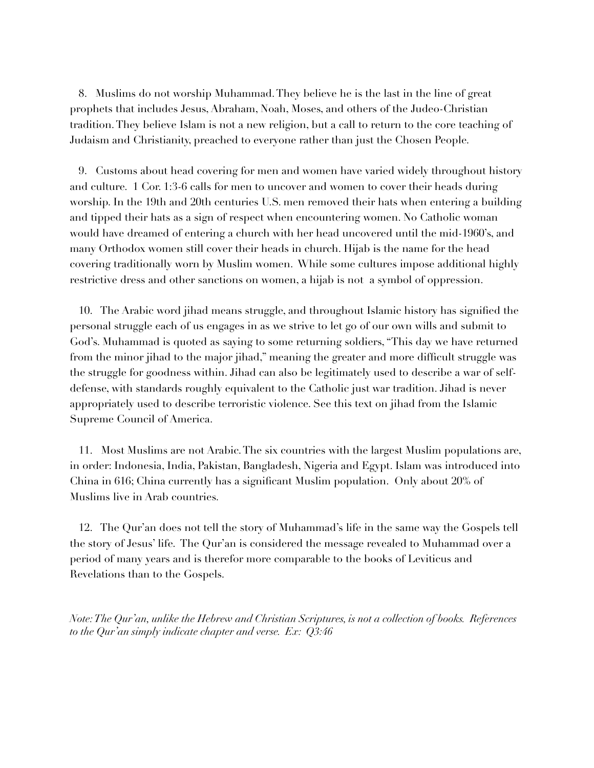8. Muslims do not worship Muhammad. They believe he is the last in the line of great prophets that includes Jesus, Abraham, Noah, Moses, and others of the Judeo-Christian tradition. They believe Islam is not a new religion, but a call to return to the core teaching of Judaism and Christianity, preached to everyone rather than just the Chosen People.

9. Customs about head covering for men and women have varied widely throughout history and culture. 1 Cor. 1:3-6 calls for men to uncover and women to cover their heads during worship. In the 19th and 20th centuries U.S. men removed their hats when entering a building and tipped their hats as a sign of respect when encountering women. No Catholic woman would have dreamed of entering a church with her head uncovered until the mid-1960's, and many Orthodox women still cover their heads in church. Hijab is the name for the head covering traditionally worn by Muslim women. While some cultures impose additional highly restrictive dress and other sanctions on women, a hijab is not a symbol of oppression.

10. The Arabic word jihad means struggle, and throughout Islamic history has signified the personal struggle each of us engages in as we strive to let go of our own wills and submit to God's. Muhammad is quoted as saying to some returning soldiers, "This day we have returned from the minor jihad to the major jihad," meaning the greater and more difficult struggle was the struggle for goodness within. Jihad can also be legitimately used to describe a war of self-defense, with standards roughly equivalent to the Catholic just war tradition. Jihad is never appropriately used to describe terroristic violence. See this text on jihad from the Islamic Supreme Council of America.

11. Most Muslims are not Arabic. The six countries with the largest Muslim populations are, in order: Indonesia, India, Pakistan, Bangladesh, Nigeria and Egypt. Islam was introduced into China in 616; China currently has a significant Muslim population. Only about 20% of Muslims live in Arab countries.

12. The Qur'an does not tell the story of Muhammad's life in the same way the Gospels tell the story of Jesus' life. The Qur'an is considered the message revealed to Muhammad over a period of many years and is therefor more comparable to the books of Leviticus and Revelations than to the Gospels.

*Note: The Qur'an, unlike the Hebrew and Christian Scriptures, is not a collection of books. References to the Qur'an simply indicate chapter and verse. Ex: Q3:46*